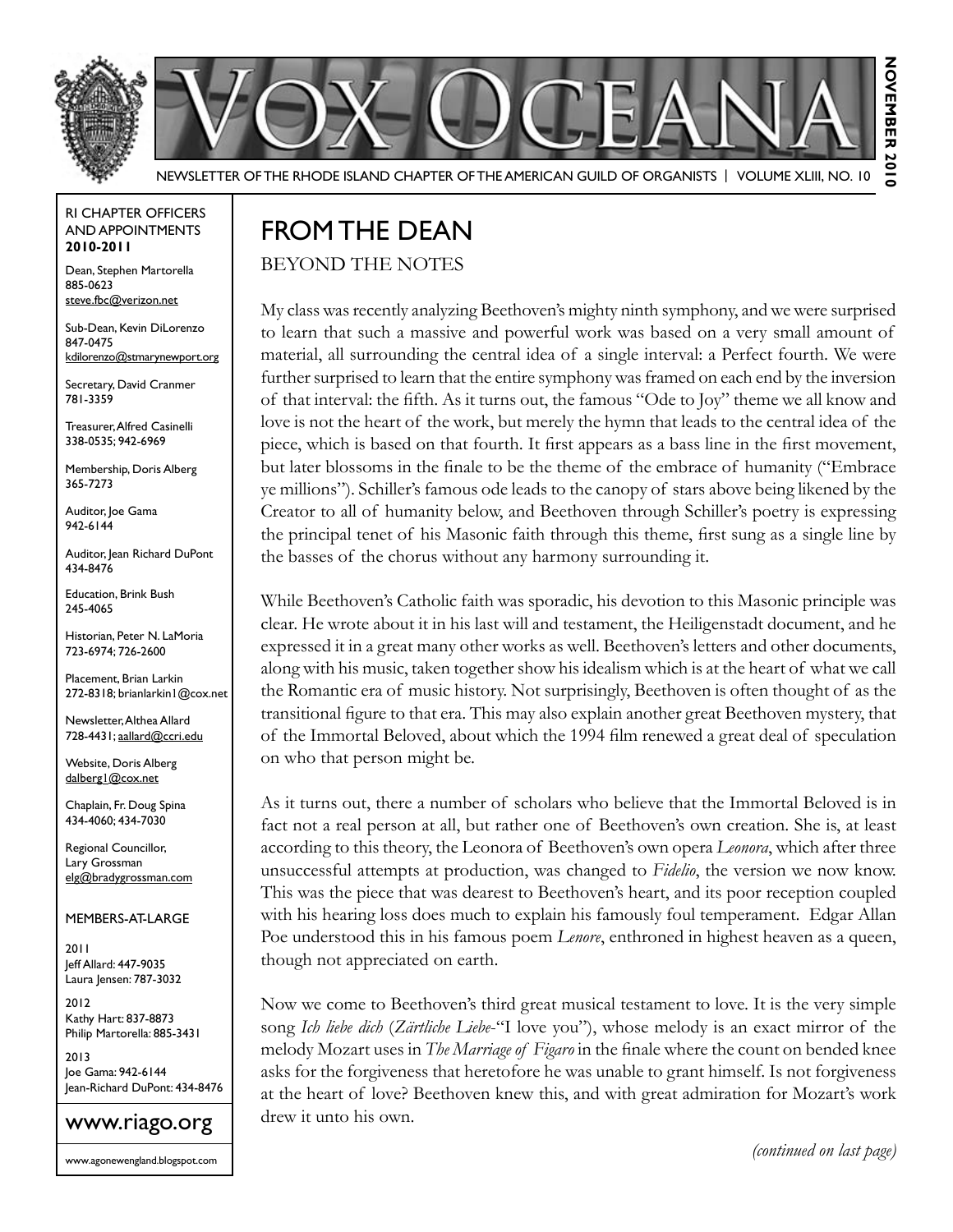# VOX OCEANA

NEWSLETTER OF THE RHODE ISLAND CHAPTER OF THE AMERICAN GUILD OF ORGANISTS | VOLUME XLIII, NO. 10

NOVEMBER 2010

RI CHAPTER OFFICERS AND APPOINTMENTS **2010-2011**

Dean, Stephen Martorella
885-0623
steve.fbc@verizon.net

Sub-Dean, Kevin DiLorenzo
847-0475
kdilorenzo@stmarynewport.org

Secretary, David Cranmer
781-3359

Treasurer, Alfred Casinelli
338-0535; 942-6969

Membership, Doris Alberg
365-7273

Auditor, Joe Gama
942-6144

Auditor, Jean Richard DuPont
434-8476

Education, Brink Bush
245-4065

Historian, Peter N. LaMoria
723-6974; 726-2600

Placement, Brian Larkin
272-8318; brianlarkin1@cox.net

Newsletter, Althea Allard
728-4431; aallard@ccri.edu

Website, Doris Alberg
dalberg1@cox.net

Chaplain, Fr. Doug Spina
434-4060; 434-7030

Regional Councillor, Lary Grossman
elg@bradygrossman.com

MEMBERS-AT-LARGE

2011
Jeff Allard: 447-9035
Laura Jensen: 787-3032

2012
Kathy Hart: 837-8873
Philip Martorella: 885-3431

2013
Joe Gama: 942-6144
Jean-Richard DuPont: 434-8476

www.riago.org

www.agonewengland.blogspot.com

## FROM THE DEAN

### BEYOND THE NOTES

My class was recently analyzing Beethoven's mighty ninth symphony, and we were surprised to learn that such a massive and powerful work was based on a very small amount of material, all surrounding the central idea of a single interval: a Perfect fourth. We were further surprised to learn that the entire symphony was framed on each end by the inversion of that interval: the fifth. As it turns out, the famous "Ode to Joy" theme we all know and love is not the heart of the work, but merely the hymn that leads to the central idea of the piece, which is based on that fourth. It first appears as a bass line in the first movement, but later blossoms in the finale to be the theme of the embrace of humanity ("Embrace ye millions"). Schiller's famous ode leads to the canopy of stars above being likened by the Creator to all of humanity below, and Beethoven through Schiller's poetry is expressing the principal tenet of his Masonic faith through this theme, first sung as a single line by the basses of the chorus without any harmony surrounding it.

While Beethoven's Catholic faith was sporadic, his devotion to this Masonic principle was clear. He wrote about it in his last will and testament, the Heiligenstadt document, and he expressed it in a great many other works as well. Beethoven's letters and other documents, along with his music, taken together show his idealism which is at the heart of what we call the Romantic era of music history. Not surprisingly, Beethoven is often thought of as the transitional figure to that era. This may also explain another great Beethoven mystery, that of the Immortal Beloved, about which the 1994 film renewed a great deal of speculation on who that person might be.

As it turns out, there a number of scholars who believe that the Immortal Beloved is in fact not a real person at all, but rather one of Beethoven's own creation. She is, at least according to this theory, the Leonora of Beethoven's own opera *Leonora*, which after three unsuccessful attempts at production, was changed to *Fidelio*, the version we now know. This was the piece that was dearest to Beethoven's heart, and its poor reception coupled with his hearing loss does much to explain his famously foul temperament. Edgar Allan Poe understood this in his famous poem *Lenore*, enthroned in highest heaven as a queen, though not appreciated on earth.

Now we come to Beethoven's third great musical testament to love. It is the very simple song *Ich liebe dich* (*Zärtliche Liebe*-"I love you"), whose melody is an exact mirror of the melody Mozart uses in *The Marriage of Figaro* in the finale where the count on bended knee asks for the forgiveness that heretofore he was unable to grant himself. Is not forgiveness at the heart of love? Beethoven knew this, and with great admiration for Mozart's work drew it unto his own.

*(continued on last page)*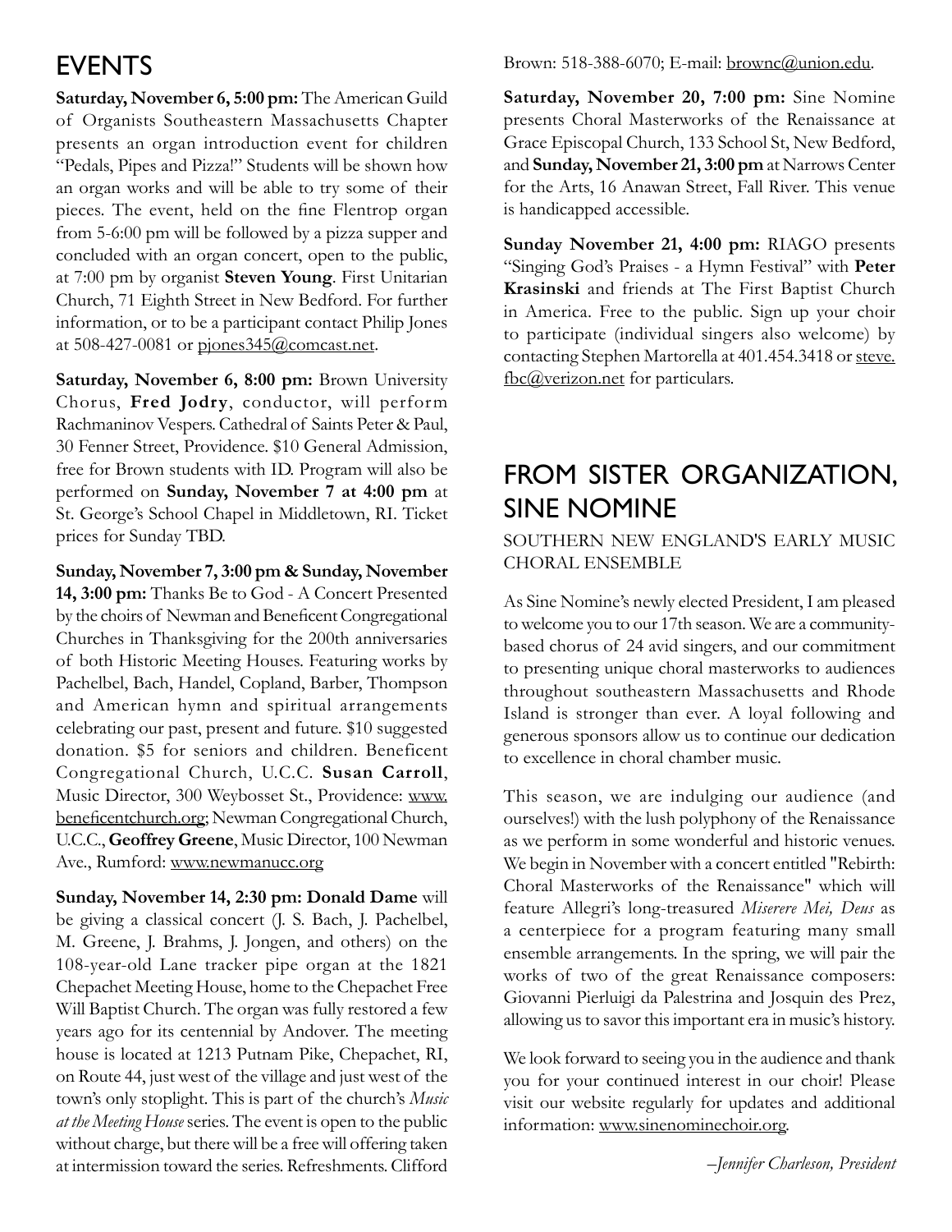## EVENTS

**Saturday, November 6, 5:00 pm:** The American Guild of Organists Southeastern Massachusetts Chapter presents an organ introduction event for children "Pedals, Pipes and Pizza!" Students will be shown how an organ works and will be able to try some of their pieces. The event, held on the fine Flentrop organ from 5-6:00 pm will be followed by a pizza supper and concluded with an organ concert, open to the public, at 7:00 pm by organist **Steven Young**. First Unitarian Church, 71 Eighth Street in New Bedford. For further information, or to be a participant contact Philip Jones at 508-427-0081 or pjones345@comcast.net.

**Saturday, November 6, 8:00 pm:** Brown University Chorus, **Fred Jodry**, conductor, will perform Rachmaninov Vespers. Cathedral of Saints Peter & Paul, 30 Fenner Street, Providence. $10 General Admission, free for Brown students with ID. Program will also be performed on **Sunday, November 7 at 4:00 pm** at St. George's School Chapel in Middletown, RI. Ticket prices for Sunday TBD.

**Sunday, November 7, 3:00 pm & Sunday, November 14, 3:00 pm:** Thanks Be to God - A Concert Presented by the choirs of Newman and Beneficent Congregational Churches in Thanksgiving for the 200th anniversaries of both Historic Meeting Houses. Featuring works by Pachelbel, Bach, Handel, Copland, Barber, Thompson and American hymn and spiritual arrangements celebrating our past, present and future. $10 suggested donation. $5 for seniors and children. Beneficent Congregational Church, U.C.C. **Susan Carroll**, Music Director, 300 Weybosset St., Providence: www.beneficentchurch.org; Newman Congregational Church, U.C.C., **Geoffrey Greene**, Music Director, 100 Newman Ave., Rumford: www.newmanucc.org

**Sunday, November 14, 2:30 pm: Donald Dame** will be giving a classical concert (J. S. Bach, J. Pachelbel, M. Greene, J. Brahms, J. Jongen, and others) on the 108-year-old Lane tracker pipe organ at the 1821 Chepachet Meeting House, home to the Chepachet Free Will Baptist Church. The organ was fully restored a few years ago for its centennial by Andover. The meeting house is located at 1213 Putnam Pike, Chepachet, RI, on Route 44, just west of the village and just west of the town's only stoplight. This is part of the church's *Music at the Meeting House* series. The event is open to the public without charge, but there will be a free will offering taken at intermission toward the series. Refreshments. Clifford Brown: 518-388-6070; E-mail: brownc@union.edu.

**Saturday, November 20, 7:00 pm:** Sine Nomine presents Choral Masterworks of the Renaissance at Grace Episcopal Church, 133 School St, New Bedford, and **Sunday, November 21, 3:00 pm** at Narrows Center for the Arts, 16 Anawan Street, Fall River. This venue is handicapped accessible.

**Sunday November 21, 4:00 pm:** RIAGO presents "Singing God's Praises - a Hymn Festival" with **Peter Krasinski** and friends at The First Baptist Church in America. Free to the public. Sign up your choir to participate (individual singers also welcome) by contacting Stephen Martorella at 401.454.3418 or steve.fbc@verizon.net for particulars.

## FROM SISTER ORGANIZATION, SINE NOMINE

SOUTHERN NEW ENGLAND'S EARLY MUSIC CHORAL ENSEMBLE

As Sine Nomine's newly elected President, I am pleased to welcome you to our 17th season. We are a community-based chorus of 24 avid singers, and our commitment to presenting unique choral masterworks to audiences throughout southeastern Massachusetts and Rhode Island is stronger than ever. A loyal following and generous sponsors allow us to continue our dedication to excellence in choral chamber music.

This season, we are indulging our audience (and ourselves!) with the lush polyphony of the Renaissance as we perform in some wonderful and historic venues. We begin in November with a concert entitled "Rebirth: Choral Masterworks of the Renaissance" which will feature Allegri's long-treasured *Miserere Mei, Deus* as a centerpiece for a program featuring many small ensemble arrangements. In the spring, we will pair the works of two of the great Renaissance composers: Giovanni Pierluigi da Palestrina and Josquin des Prez, allowing us to savor this important era in music's history.

We look forward to seeing you in the audience and thank you for your continued interest in our choir! Please visit our website regularly for updates and additional information: www.sinenominechoir.org.

*–Jennifer Charleson, President*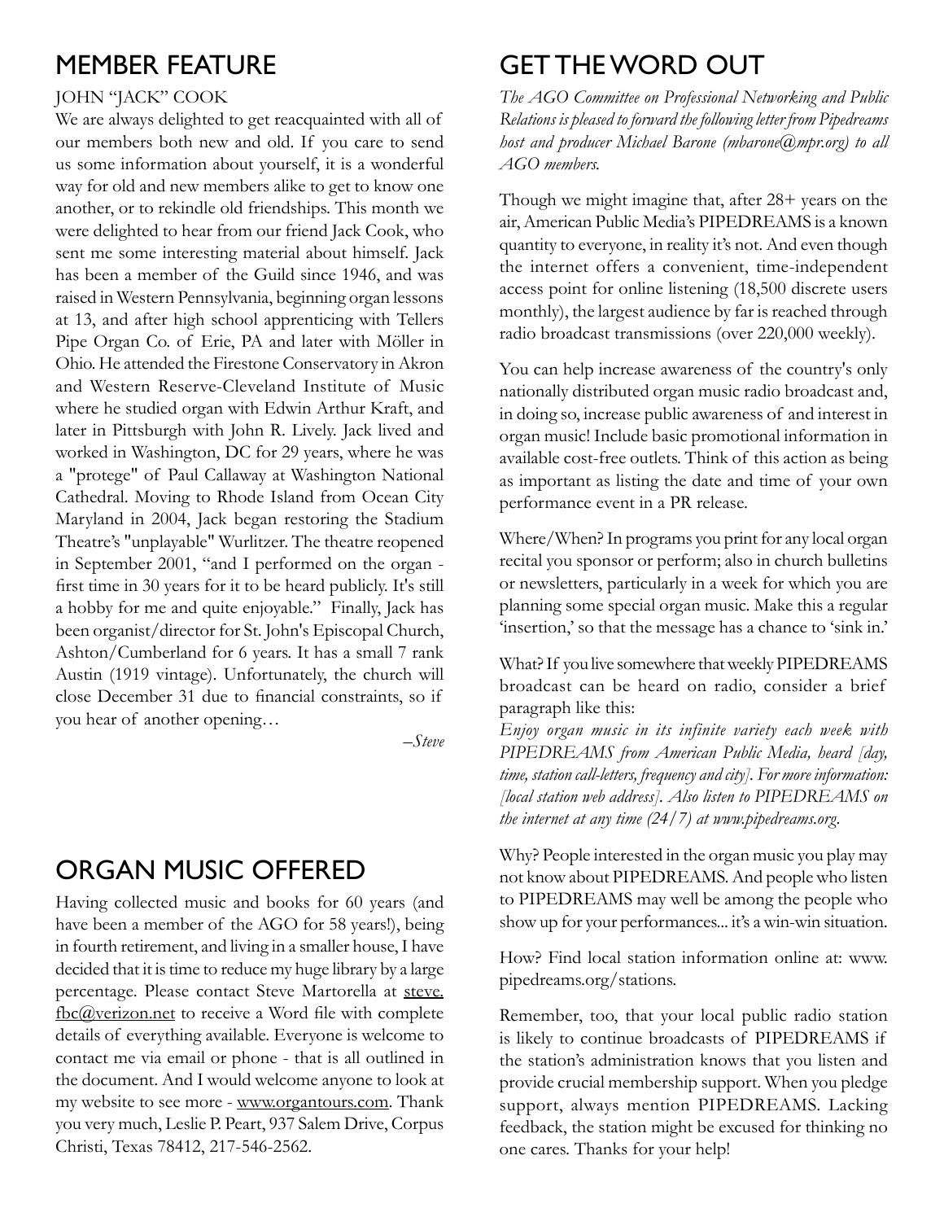## MEMBER FEATURE

JOHN "JACK" COOK

We are always delighted to get reacquainted with all of our members both new and old. If you care to send us some information about yourself, it is a wonderful way for old and new members alike to get to know one another, or to rekindle old friendships. This month we were delighted to hear from our friend Jack Cook, who sent me some interesting material about himself. Jack has been a member of the Guild since 1946, and was raised in Western Pennsylvania, beginning organ lessons at 13, and after high school apprenticing with Tellers Pipe Organ Co. of Erie, PA and later with Möller in Ohio. He attended the Firestone Conservatory in Akron and Western Reserve-Cleveland Institute of Music where he studied organ with Edwin Arthur Kraft, and later in Pittsburgh with John R. Lively. Jack lived and worked in Washington, DC for 29 years, where he was a "protege" of Paul Callaway at Washington National Cathedral. Moving to Rhode Island from Ocean City Maryland in 2004, Jack began restoring the Stadium Theatre's "unplayable" Wurlitzer. The theatre reopened in September 2001, "and I performed on the organ - first time in 30 years for it to be heard publicly. It's still a hobby for me and quite enjoyable." Finally, Jack has been organist/director for St. John's Episcopal Church, Ashton/Cumberland for 6 years. It has a small 7 rank Austin (1919 vintage). Unfortunately, the church will close December 31 due to financial constraints, so if you hear of another opening…

*–Steve*

## ORGAN MUSIC OFFERED

Having collected music and books for 60 years (and have been a member of the AGO for 58 years!), being in fourth retirement, and living in a smaller house, I have decided that it is time to reduce my huge library by a large percentage. Please contact Steve Martorella at steve.fbc@verizon.net to receive a Word file with complete details of everything available. Everyone is welcome to contact me via email or phone - that is all outlined in the document. And I would welcome anyone to look at my website to see more - www.organtours.com. Thank you very much, Leslie P. Peart, 937 Salem Drive, Corpus Christi, Texas 78412, 217-546-2562.

## GET THE WORD OUT

*The AGO Committee on Professional Networking and Public Relations is pleased to forward the following letter from Pipedreams host and producer Michael Barone (mbarone@mpr.org) to all AGO members.*

Though we might imagine that, after 28+ years on the air, American Public Media's PIPEDREAMS is a known quantity to everyone, in reality it's not. And even though the internet offers a convenient, time-independent access point for online listening (18,500 discrete users monthly), the largest audience by far is reached through radio broadcast transmissions (over 220,000 weekly).

You can help increase awareness of the country's only nationally distributed organ music radio broadcast and, in doing so, increase public awareness of and interest in organ music! Include basic promotional information in available cost-free outlets. Think of this action as being as important as listing the date and time of your own performance event in a PR release.

Where/When? In programs you print for any local organ recital you sponsor or perform; also in church bulletins or newsletters, particularly in a week for which you are planning some special organ music. Make this a regular 'insertion,' so that the message has a chance to 'sink in.'

What? If you live somewhere that weekly PIPEDREAMS broadcast can be heard on radio, consider a brief paragraph like this:
*Enjoy organ music in its infinite variety each week with PIPEDREAMS from American Public Media, heard [day, time, station call-letters, frequency and city]. For more information: [local station web address]. Also listen to PIPEDREAMS on the internet at any time (24/7) at www.pipedreams.org.*

Why? People interested in the organ music you play may not know about PIPEDREAMS. And people who listen to PIPEDREAMS may well be among the people who show up for your performances... it's a win-win situation.

How? Find local station information online at: www.pipedreams.org/stations.

Remember, too, that your local public radio station is likely to continue broadcasts of PIPEDREAMS if the station's administration knows that you listen and provide crucial membership support. When you pledge support, always mention PIPEDREAMS. Lacking feedback, the station might be excused for thinking no one cares. Thanks for your help!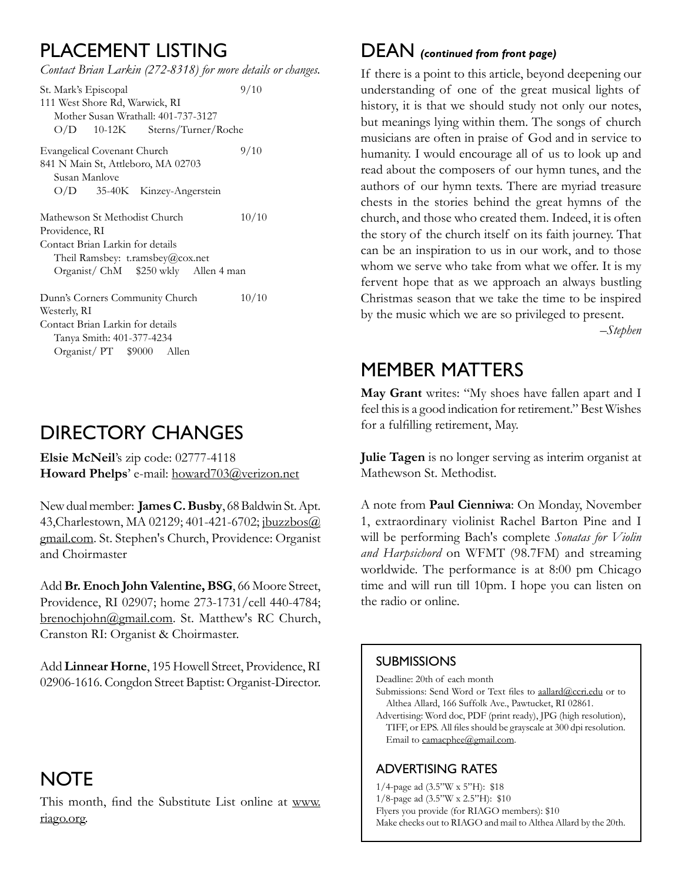## PLACEMENT LISTING

*Contact Brian Larkin (272-8318) for more details or changes.*

St. Mark's Episcopal 9/10
111 West Shore Rd, Warwick, RI
Mother Susan Wrathall: 401-737-3127
O/D 10-12K Sterns/Turner/Roche

Evangelical Covenant Church 9/10
841 N Main St, Attleboro, MA 02703
Susan Manlove
O/D 35-40K Kinzey-Angerstein

Mathewson St Methodist Church 10/10
Providence, RI
Contact Brian Larkin for details
Theil Ramsbey: t.ramsbey@cox.net
Organist/ ChM $250 wkly Allen 4 man

Dunn's Corners Community Church 10/10
Westerly, RI
Contact Brian Larkin for details
Tanya Smith: 401-377-4234
Organist/ PT $9000 Allen

## DIRECTORY CHANGES

**Elsie McNeil**'s zip code: 02777-4118
**Howard Phelps**' e-mail: howard703@verizon.net

New dual member: **James C. Busby**, 68 Baldwin St. Apt. 43,Charlestown, MA 02129; 401-421-6702; jbuzzbos@gmail.com. St. Stephen's Church, Providence: Organist and Choirmaster

Add **Br. Enoch John Valentine, BSG**, 66 Moore Street, Providence, RI 02907; home 273-1731/cell 440-4784; brenochjohn@gmail.com. St. Matthew's RC Church, Cranston RI: Organist & Choirmaster.

Add **Linnear Horne**, 195 Howell Street, Providence, RI 02906-1616. Congdon Street Baptist: Organist-Director.

## NOTE

This month, find the Substitute List online at www.riago.org.

## DEAN *(continued from front page)*

If there is a point to this article, beyond deepening our understanding of one of the great musical lights of history, it is that we should study not only our notes, but meanings lying within them. The songs of church musicians are often in praise of God and in service to humanity. I would encourage all of us to look up and read about the composers of our hymn tunes, and the authors of our hymn texts. There are myriad treasure chests in the stories behind the great hymns of the church, and those who created them. Indeed, it is often the story of the church itself on its faith journey. That can be an inspiration to us in our work, and to those whom we serve who take from what we offer. It is my fervent hope that as we approach an always bustling Christmas season that we take the time to be inspired by the music which we are so privileged to present.

*–Stephen*

## MEMBER MATTERS

**May Grant** writes: "My shoes have fallen apart and I feel this is a good indication for retirement." Best Wishes for a fulfilling retirement, May.

**Julie Tagen** is no longer serving as interim organist at Mathewson St. Methodist.

A note from **Paul Cienniwa**: On Monday, November 1, extraordinary violinist Rachel Barton Pine and I will be performing Bach's complete *Sonatas for Violin and Harpsichord* on WFMT (98.7FM) and streaming worldwide. The performance is at 8:00 pm Chicago time and will run till 10pm. I hope you can listen on the radio or online.

### SUBMISSIONS

Deadline: 20th of each month
Submissions: Send Word or Text files to aallard@ccri.edu or to Althea Allard, 166 Suffolk Ave., Pawtucket, RI 02861.
Advertising: Word doc, PDF (print ready), JPG (high resolution), TIFF, or EPS. All files should be grayscale at 300 dpi resolution. Email to camacphee@gmail.com.

### ADVERTISING RATES

1/4-page ad (3.5"W x 5"H): $18
1/8-page ad (3.5"W x 2.5"H): $10
Flyers you provide (for RIAGO members): $10
Make checks out to RIAGO and mail to Althea Allard by the 20th.